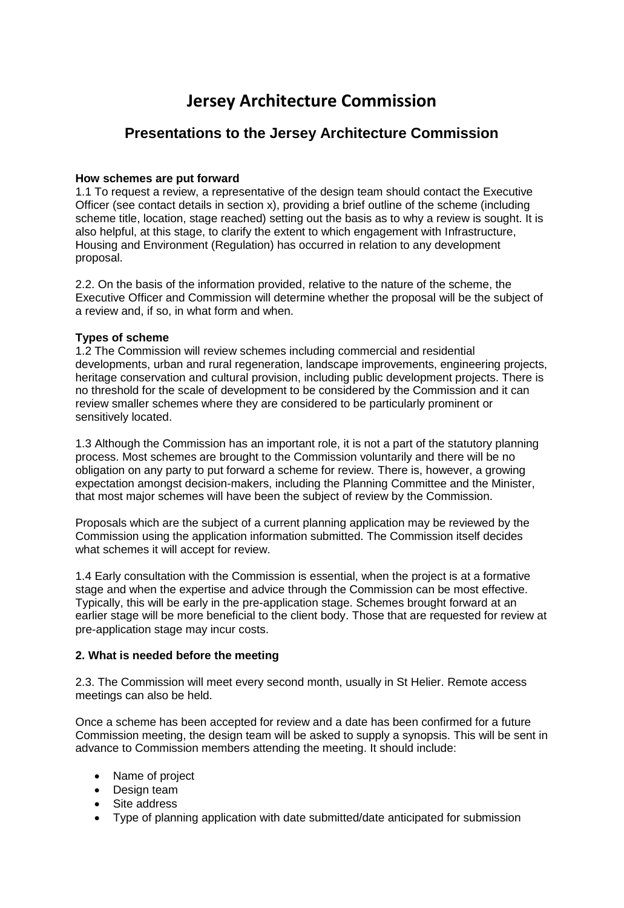# Jersey Architecture Commission

## Presentations to the Jersey Architecture Commission

**How schemes are put forward**

1.1 To request a review, a representative of the design team should contact the Executive Officer (see contact details in section x), providing a brief outline of the scheme (including scheme title, location, stage reached) setting out the basis as to why a review is sought. It is also helpful, at this stage, to clarify the extent to which engagement with Infrastructure, Housing and Environment (Regulation) has occurred in relation to any development proposal.

2.2. On the basis of the information provided, relative to the nature of the scheme, the Executive Officer and Commission will determine whether the proposal will be the subject of a review and, if so, in what form and when.

**Types of scheme**

1.2 The Commission will review schemes including commercial and residential developments, urban and rural regeneration, landscape improvements, engineering projects, heritage conservation and cultural provision, including public development projects. There is no threshold for the scale of development to be considered by the Commission and it can review smaller schemes where they are considered to be particularly prominent or sensitively located.

1.3 Although the Commission has an important role, it is not a part of the statutory planning process. Most schemes are brought to the Commission voluntarily and there will be no obligation on any party to put forward a scheme for review. There is, however, a growing expectation amongst decision-makers, including the Planning Committee and the Minister, that most major schemes will have been the subject of review by the Commission.

Proposals which are the subject of a current planning application may be reviewed by the Commission using the application information submitted. The Commission itself decides what schemes it will accept for review.

1.4 Early consultation with the Commission is essential, when the project is at a formative stage and when the expertise and advice through the Commission can be most effective. Typically, this will be early in the pre-application stage. Schemes brought forward at an earlier stage will be more beneficial to the client body. Those that are requested for review at pre-application stage may incur costs.

**2. What is needed before the meeting**

2.3. The Commission will meet every second month, usually in St Helier. Remote access meetings can also be held.

Once a scheme has been accepted for review and a date has been confirmed for a future Commission meeting, the design team will be asked to supply a synopsis. This will be sent in advance to Commission members attending the meeting. It should include:

- Name of project
- Design team
- Site address
- Type of planning application with date submitted/date anticipated for submission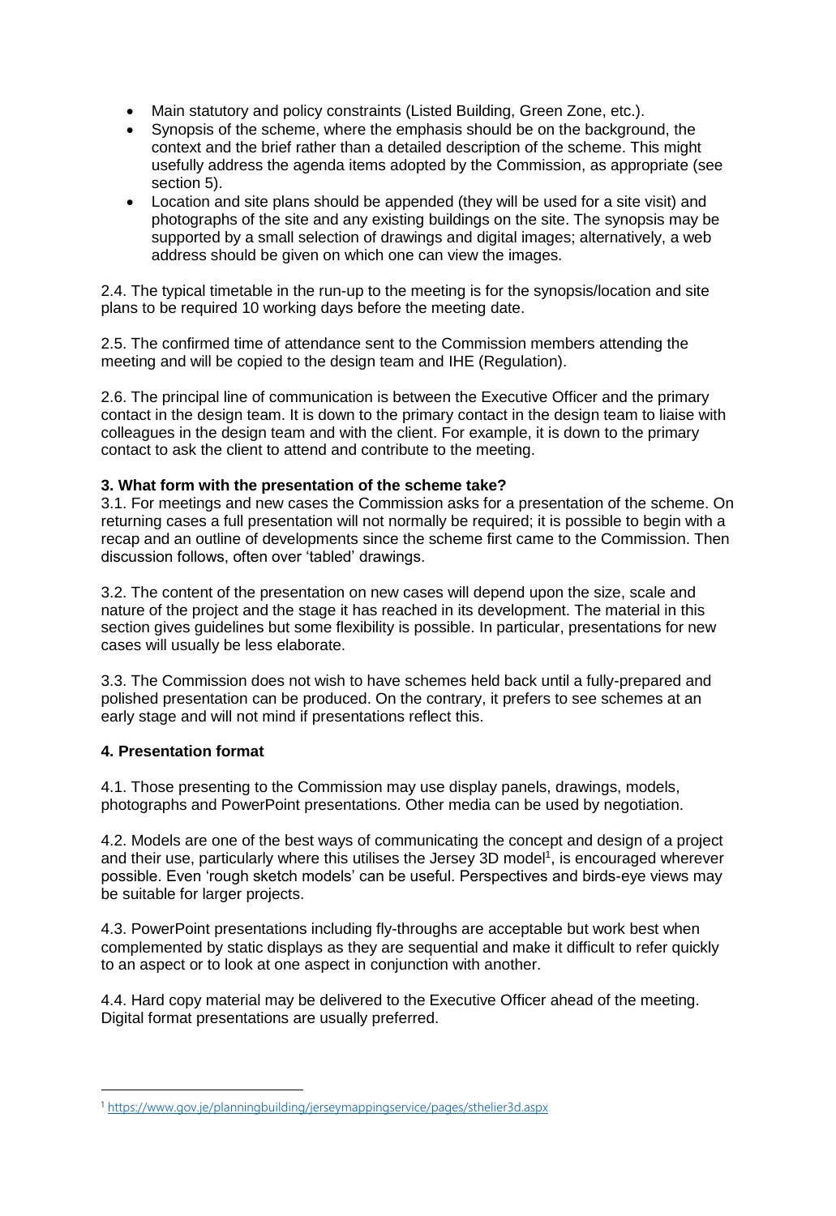- Main statutory and policy constraints (Listed Building, Green Zone, etc.).
- Synopsis of the scheme, where the emphasis should be on the background, the context and the brief rather than a detailed description of the scheme. This might usefully address the agenda items adopted by the Commission, as appropriate (see section 5).
- Location and site plans should be appended (they will be used for a site visit) and photographs of the site and any existing buildings on the site. The synopsis may be supported by a small selection of drawings and digital images; alternatively, a web address should be given on which one can view the images.

2.4. The typical timetable in the run-up to the meeting is for the synopsis/location and site plans to be required 10 working days before the meeting date.

2.5. The confirmed time of attendance sent to the Commission members attending the meeting and will be copied to the design team and IHE (Regulation).

2.6. The principal line of communication is between the Executive Officer and the primary contact in the design team. It is down to the primary contact in the design team to liaise with colleagues in the design team and with the client. For example, it is down to the primary contact to ask the client to attend and contribute to the meeting.

**3. What form with the presentation of the scheme take?**

3.1. For meetings and new cases the Commission asks for a presentation of the scheme. On returning cases a full presentation will not normally be required; it is possible to begin with a recap and an outline of developments since the scheme first came to the Commission. Then discussion follows, often over 'tabled' drawings.

3.2. The content of the presentation on new cases will depend upon the size, scale and nature of the project and the stage it has reached in its development. The material in this section gives guidelines but some flexibility is possible. In particular, presentations for new cases will usually be less elaborate.

3.3. The Commission does not wish to have schemes held back until a fully-prepared and polished presentation can be produced. On the contrary, it prefers to see schemes at an early stage and will not mind if presentations reflect this.

**4. Presentation format**

4.1. Those presenting to the Commission may use display panels, drawings, models, photographs and PowerPoint presentations. Other media can be used by negotiation.

4.2. Models are one of the best ways of communicating the concept and design of a project and their use, particularly where this utilises the Jersey 3D model[1], is encouraged wherever possible. Even 'rough sketch models' can be useful. Perspectives and birds-eye views may be suitable for larger projects.

4.3. PowerPoint presentations including fly-throughs are acceptable but work best when complemented by static displays as they are sequential and make it difficult to refer quickly to an aspect or to look at one aspect in conjunction with another.

4.4. Hard copy material may be delivered to the Executive Officer ahead of the meeting. Digital format presentations are usually preferred.

[1] https://www.gov.je/planningbuilding/jerseymappingservice/pages/sthelier3d.aspx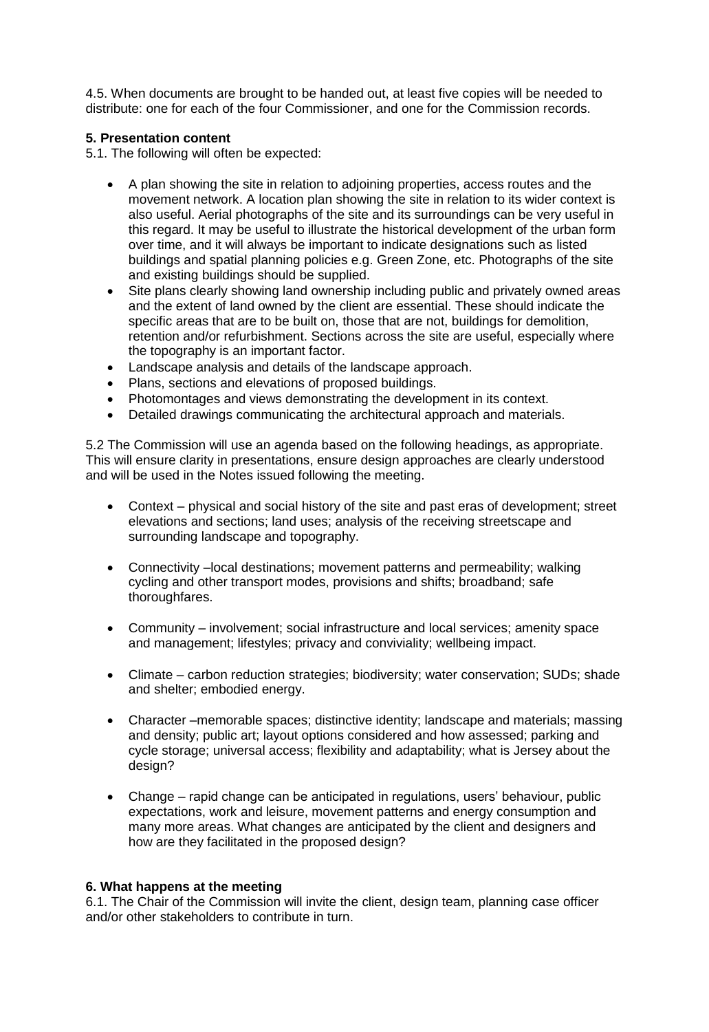4.5. When documents are brought to be handed out, at least five copies will be needed to distribute: one for each of the four Commissioner, and one for the Commission records.

**5. Presentation content**

5.1. The following will often be expected:

- A plan showing the site in relation to adjoining properties, access routes and the movement network. A location plan showing the site in relation to its wider context is also useful. Aerial photographs of the site and its surroundings can be very useful in this regard. It may be useful to illustrate the historical development of the urban form over time, and it will always be important to indicate designations such as listed buildings and spatial planning policies e.g. Green Zone, etc. Photographs of the site and existing buildings should be supplied.
- Site plans clearly showing land ownership including public and privately owned areas and the extent of land owned by the client are essential. These should indicate the specific areas that are to be built on, those that are not, buildings for demolition, retention and/or refurbishment. Sections across the site are useful, especially where the topography is an important factor.
- Landscape analysis and details of the landscape approach.
- Plans, sections and elevations of proposed buildings.
- Photomontages and views demonstrating the development in its context.
- Detailed drawings communicating the architectural approach and materials.

5.2 The Commission will use an agenda based on the following headings, as appropriate. This will ensure clarity in presentations, ensure design approaches are clearly understood and will be used in the Notes issued following the meeting.

- Context – physical and social history of the site and past eras of development; street elevations and sections; land uses; analysis of the receiving streetscape and surrounding landscape and topography.
- Connectivity –local destinations; movement patterns and permeability; walking cycling and other transport modes, provisions and shifts; broadband; safe thoroughfares.
- Community – involvement; social infrastructure and local services; amenity space and management; lifestyles; privacy and conviviality; wellbeing impact.
- Climate – carbon reduction strategies; biodiversity; water conservation; SUDs; shade and shelter; embodied energy.
- Character –memorable spaces; distinctive identity; landscape and materials; massing and density; public art; layout options considered and how assessed; parking and cycle storage; universal access; flexibility and adaptability; what is Jersey about the design?
- Change – rapid change can be anticipated in regulations, users' behaviour, public expectations, work and leisure, movement patterns and energy consumption and many more areas. What changes are anticipated by the client and designers and how are they facilitated in the proposed design?

**6. What happens at the meeting**

6.1. The Chair of the Commission will invite the client, design team, planning case officer and/or other stakeholders to contribute in turn.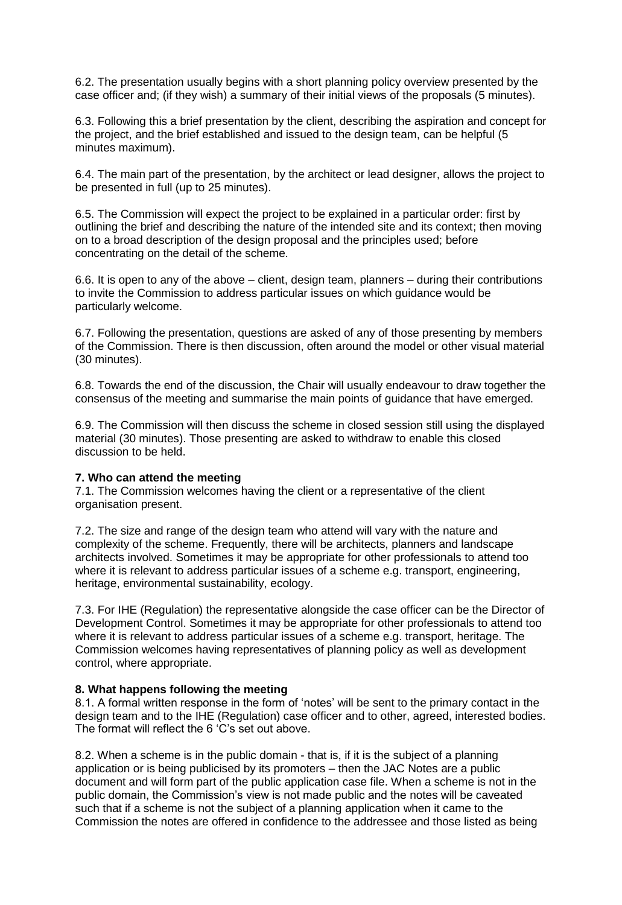6.2. The presentation usually begins with a short planning policy overview presented by the case officer and; (if they wish) a summary of their initial views of the proposals (5 minutes).

6.3. Following this a brief presentation by the client, describing the aspiration and concept for the project, and the brief established and issued to the design team, can be helpful (5 minutes maximum).

6.4. The main part of the presentation, by the architect or lead designer, allows the project to be presented in full (up to 25 minutes).

6.5. The Commission will expect the project to be explained in a particular order: first by outlining the brief and describing the nature of the intended site and its context; then moving on to a broad description of the design proposal and the principles used; before concentrating on the detail of the scheme.

6.6. It is open to any of the above – client, design team, planners – during their contributions to invite the Commission to address particular issues on which guidance would be particularly welcome.

6.7. Following the presentation, questions are asked of any of those presenting by members of the Commission. There is then discussion, often around the model or other visual material (30 minutes).

6.8. Towards the end of the discussion, the Chair will usually endeavour to draw together the consensus of the meeting and summarise the main points of guidance that have emerged.

6.9. The Commission will then discuss the scheme in closed session still using the displayed material (30 minutes). Those presenting are asked to withdraw to enable this closed discussion to be held.

**7. Who can attend the meeting**

7.1. The Commission welcomes having the client or a representative of the client organisation present.

7.2. The size and range of the design team who attend will vary with the nature and complexity of the scheme. Frequently, there will be architects, planners and landscape architects involved. Sometimes it may be appropriate for other professionals to attend too where it is relevant to address particular issues of a scheme e.g. transport, engineering, heritage, environmental sustainability, ecology.

7.3. For IHE (Regulation) the representative alongside the case officer can be the Director of Development Control. Sometimes it may be appropriate for other professionals to attend too where it is relevant to address particular issues of a scheme e.g. transport, heritage. The Commission welcomes having representatives of planning policy as well as development control, where appropriate.

**8. What happens following the meeting**

8.1. A formal written response in the form of 'notes' will be sent to the primary contact in the design team and to the IHE (Regulation) case officer and to other, agreed, interested bodies. The format will reflect the 6 'C's set out above.

8.2. When a scheme is in the public domain - that is, if it is the subject of a planning application or is being publicised by its promoters – then the JAC Notes are a public document and will form part of the public application case file. When a scheme is not in the public domain, the Commission's view is not made public and the notes will be caveated such that if a scheme is not the subject of a planning application when it came to the Commission the notes are offered in confidence to the addressee and those listed as being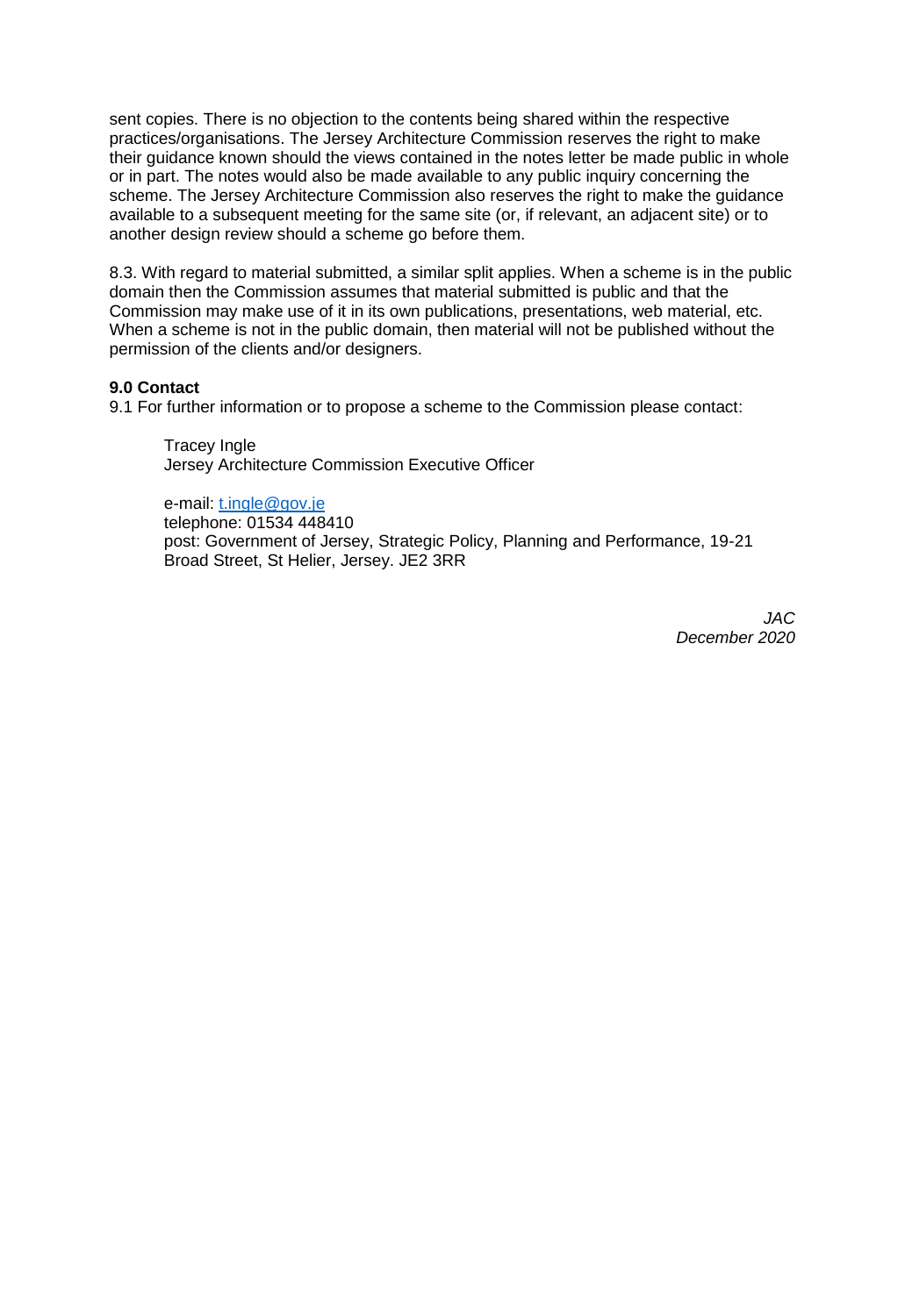sent copies. There is no objection to the contents being shared within the respective practices/organisations. The Jersey Architecture Commission reserves the right to make their guidance known should the views contained in the notes letter be made public in whole or in part. The notes would also be made available to any public inquiry concerning the scheme. The Jersey Architecture Commission also reserves the right to make the guidance available to a subsequent meeting for the same site (or, if relevant, an adjacent site) or to another design review should a scheme go before them.

8.3. With regard to material submitted, a similar split applies. When a scheme is in the public domain then the Commission assumes that material submitted is public and that the Commission may make use of it in its own publications, presentations, web material, etc. When a scheme is not in the public domain, then material will not be published without the permission of the clients and/or designers.

**9.0 Contact**

9.1 For further information or to propose a scheme to the Commission please contact:

Tracey Ingle
Jersey Architecture Commission Executive Officer

e-mail: [t.ingle@gov.je](mailto:t.ingle@gov.je)
telephone: 01534 448410
post: Government of Jersey, Strategic Policy, Planning and Performance, 19-21 Broad Street, St Helier, Jersey. JE2 3RR

*JAC*
*December 2020*